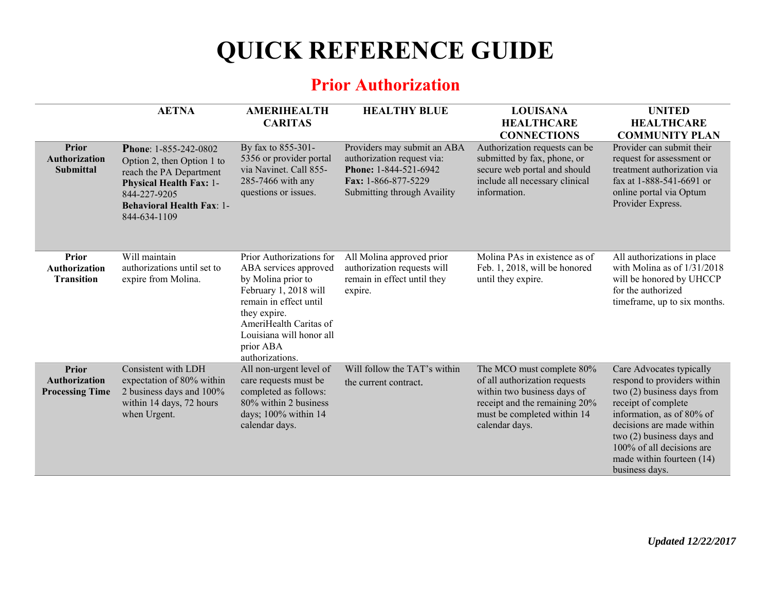# QUICK REFERENCE GUIDE

## Prior Authorization

| | AETNA | AMERIHEALTH CARITAS | HEALTHY BLUE | LOUISANA HEALTHCARE CONNECTIONS | UNITED HEALTHCARE COMMUNITY PLAN |
|---|---|---|---|---|---|
| **Prior Authorization Submittal** | **Phone**: 1-855-242-0802 Option 2, then Option 1 to reach the PA Department **Physical Health Fax:** 1-844-227-9205 **Behavioral Health Fax**: 1-844-634-1109 | By fax to 855-301-5356 or provider portal via Navinet. Call 855-285-7466 with any questions or issues. | Providers may submit an ABA authorization request via: **Phone:** 1-844-521-6942 **Fax:** 1-866-877-5229 Submitting through Availity | Authorization requests can be submitted by fax, phone, or secure web portal and should include all necessary clinical information. | Provider can submit their request for assessment or treatment authorization via fax at 1-888-541-6691 or online portal via Optum Provider Express. |
| **Prior Authorization Transition** | Will maintain authorizations until set to expire from Molina. | Prior Authorizations for ABA services approved by Molina prior to February 1, 2018 will remain in effect until they expire. AmeriHealth Caritas of Louisiana will honor all prior ABA authorizations. | All Molina approved prior authorization requests will remain in effect until they expire. | Molina PAs in existence as of Feb. 1, 2018, will be honored until they expire. | All authorizations in place with Molina as of 1/31/2018 will be honored by UHCCP for the authorized timeframe, up to six months. |
| **Prior Authorization Processing Time** | Consistent with LDH expectation of 80% within 2 business days and 100% within 14 days, 72 hours when Urgent. | All non-urgent level of care requests must be completed as follows: 80% within 2 business days; 100% within 14 calendar days. | Will follow the TAT's within the current contract. | The MCO must complete 80% of all authorization requests within two business days of receipt and the remaining 20% must be completed within 14 calendar days. | Care Advocates typically respond to providers within two (2) business days from receipt of complete information, as of 80% of decisions are made within two (2) business days and 100% of all decisions are made within fourteen (14) business days. |

***Updated 12/22/2017***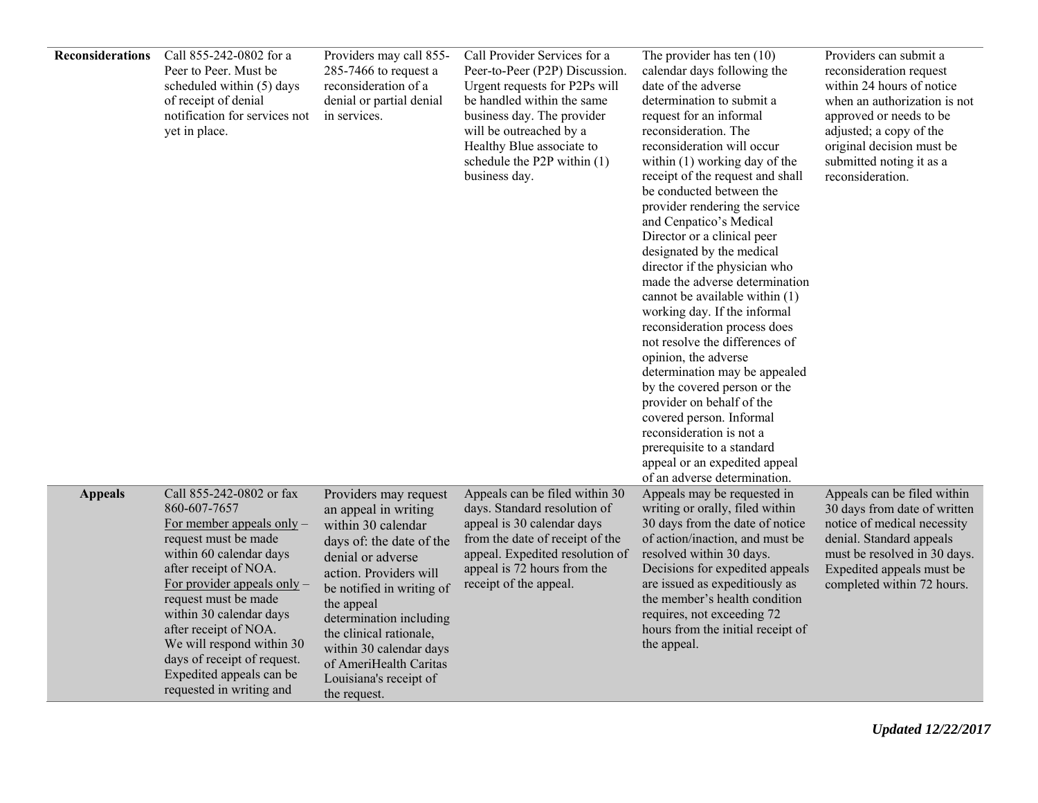| | | | | | |
|---|---|---|---|---|---|
| **Reconsiderations** | Call 855-242-0802 for a Peer to Peer. Must be scheduled within (5) days of receipt of denial notification for services not yet in place. | Providers may call 855-285-7466 to request a reconsideration of a denial or partial denial in services. | Call Provider Services for a Peer-to-Peer (P2P) Discussion. Urgent requests for P2Ps will be handled within the same business day. The provider will be outreached by a Healthy Blue associate to schedule the P2P within (1) business day. | The provider has ten (10) calendar days following the date of the adverse determination to submit a request for an informal reconsideration. The reconsideration will occur within (1) working day of the receipt of the request and shall be conducted between the provider rendering the service and Cenpatico's Medical Director or a clinical peer designated by the medical director if the physician who made the adverse determination cannot be available within (1) working day. If the informal reconsideration process does not resolve the differences of opinion, the adverse determination may be appealed by the covered person or the provider on behalf of the covered person. Informal reconsideration is not a prerequisite to a standard appeal or an expedited appeal of an adverse determination. | Providers can submit a reconsideration request within 24 hours of notice when an authorization is not approved or needs to be adjusted; a copy of the original decision must be submitted noting it as a reconsideration. |
| **Appeals** | Call 855-242-0802 or fax 860-607-7657<br>For member appeals only – request must be made within 60 calendar days after receipt of NOA.<br>For provider appeals only – request must be made within 30 calendar days after receipt of NOA.<br>We will respond within 30 days of receipt of request. Expedited appeals can be requested in writing and | Providers may request an appeal in writing within 30 calendar days of: the date of the denial or adverse action. Providers will be notified in writing of the appeal determination including the clinical rationale, within 30 calendar days of AmeriHealth Caritas Louisiana's receipt of the request. | Appeals can be filed within 30 days. Standard resolution of appeal is 30 calendar days from the date of receipt of the appeal. Expedited resolution of appeal is 72 hours from the receipt of the appeal. | Appeals may be requested in writing or orally, filed within 30 days from the date of notice of action/inaction, and must be resolved within 30 days. Decisions for expedited appeals are issued as expeditiously as the member's health condition requires, not exceeding 72 hours from the initial receipt of the appeal. | Appeals can be filed within 30 days from date of written notice of medical necessity denial. Standard appeals must be resolved in 30 days. Expedited appeals must be completed within 72 hours. |

***Updated 12/22/2017***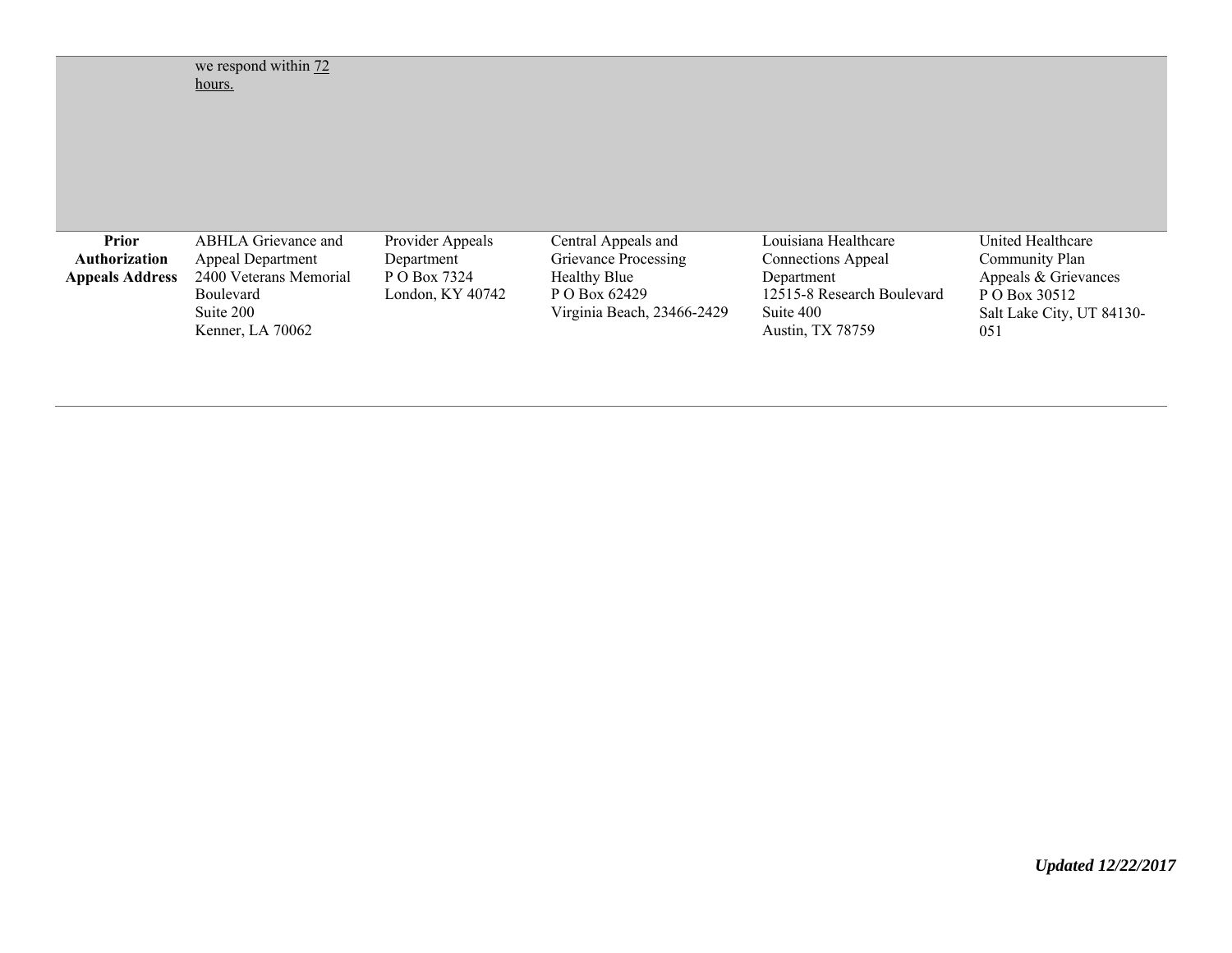| | | | | | |
|---|---|---|---|---|---|
| | we respond within 72 hours. | | | | |
| **Prior Authorization Appeals Address** | ABHLA Grievance and Appeal Department<br>2400 Veterans Memorial Boulevard<br>Suite 200<br>Kenner, LA 70062 | Provider Appeals Department<br>P O Box 7324<br>London, KY 40742 | Central Appeals and Grievance Processing<br>Healthy Blue<br>P O Box 62429<br>Virginia Beach, 23466-2429 | Louisiana Healthcare Connections Appeal Department<br>12515-8 Research Boulevard<br>Suite 400<br>Austin, TX 78759 | United Healthcare Community Plan<br>Appeals & Grievances<br>P O Box 30512<br>Salt Lake City, UT 84130-051 |

***Updated 12/22/2017***